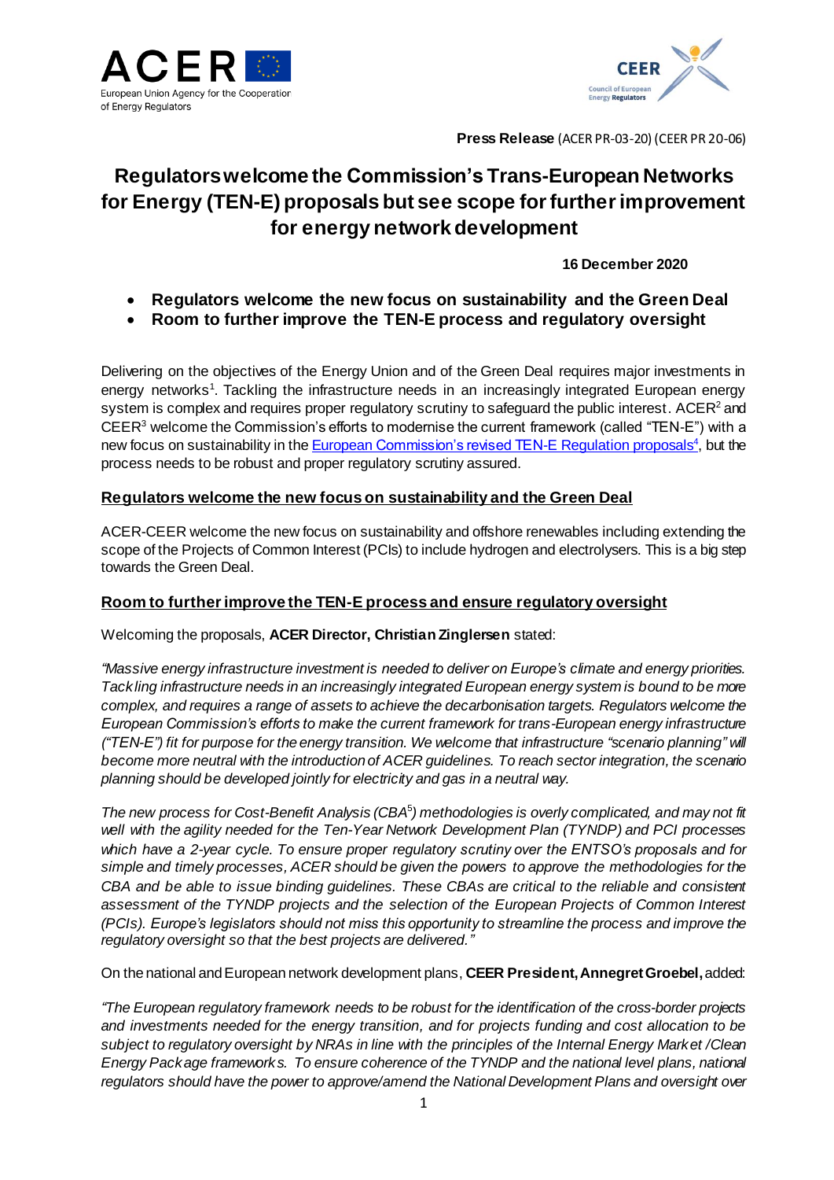**Press Release** (ACER PR-03-20) (CEER PR 20-06)

# Regulators welcome the Commission's Trans-European Networks for Energy (TEN-E) proposals but see scope for further improvement for energy network development

**16 December 2020**

- **Regulators welcome the new focus on sustainability and the Green Deal**
- **Room to further improve the TEN-E process and regulatory oversight**

Delivering on the objectives of the Energy Union and of the Green Deal requires major investments in energy networks[1]. Tackling the infrastructure needs in an increasingly integrated European energy system is complex and requires proper regulatory scrutiny to safeguard the public interest. ACER[2] and CEER[3] welcome the Commission's efforts to modernise the current framework (called "TEN-E") with a new focus on sustainability in the European Commission's revised TEN-E Regulation proposals[4], but the process needs to be robust and proper regulatory scrutiny assured.

## Regulators welcome the new focus on sustainability and the Green Deal

ACER-CEER welcome the new focus on sustainability and offshore renewables including extending the scope of the Projects of Common Interest (PCIs) to include hydrogen and electrolysers. This is a big step towards the Green Deal.

## Room to further improve the TEN-E process and ensure regulatory oversight

Welcoming the proposals, **ACER Director, Christian Zinglersen** stated:

*"Massive energy infrastructure investment is needed to deliver on Europe's climate and energy priorities. Tackling infrastructure needs in an increasingly integrated European energy system is bound to be more complex, and requires a range of assets to achieve the decarbonisation targets. Regulators welcome the European Commission's efforts to make the current framework for trans-European energy infrastructure ("TEN-E") fit for purpose for the energy transition. We welcome that infrastructure "scenario planning" will become more neutral with the introduction of ACER guidelines. To reach sector integration, the scenario planning should be developed jointly for electricity and gas in a neutral way.*

*The new process for Cost-Benefit Analysis (CBA[5]) methodologies is overly complicated, and may not fit well with the agility needed for the Ten-Year Network Development Plan (TYNDP) and PCI processes which have a 2-year cycle. To ensure proper regulatory scrutiny over the ENTSO's proposals and for simple and timely processes, ACER should be given the powers to approve the methodologies for the CBA and be able to issue binding guidelines. These CBAs are critical to the reliable and consistent assessment of the TYNDP projects and the selection of the European Projects of Common Interest (PCIs). Europe's legislators should not miss this opportunity to streamline the process and improve the regulatory oversight so that the best projects are delivered."*

On the national and European network development plans, **CEER President, Annegret Groebel,** added:

*"The European regulatory framework needs to be robust for the identification of the cross-border projects and investments needed for the energy transition, and for projects funding and cost allocation to be subject to regulatory oversight by NRAs in line with the principles of the Internal Energy Market /Clean Energy Package frameworks. To ensure coherence of the TYNDP and the national level plans, national regulators should have the power to approve/amend the National Development Plans and oversight over*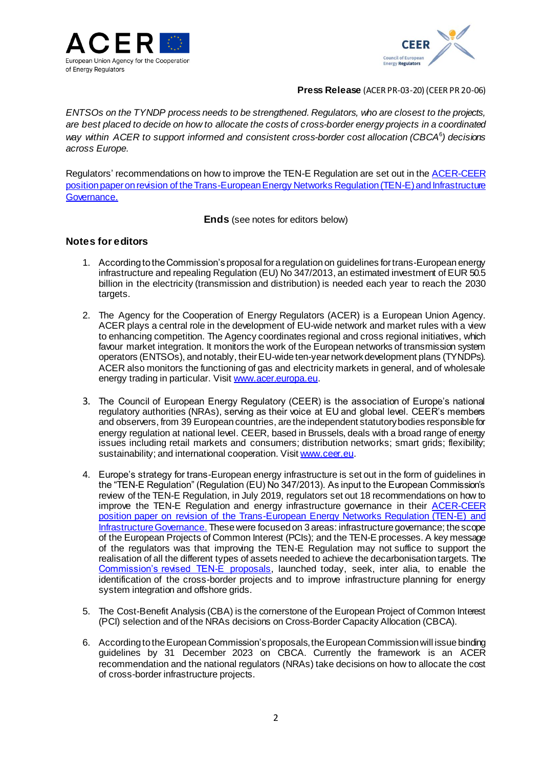**Press Release** (ACER PR-03-20) (CEER PR 20-06)

*ENTSOs on the TYNDP process needs to be strengthened. Regulators, who are closest to the projects, are best placed to decide on how to allocate the costs of cross-border energy projects in a coordinated way within ACER to support informed and consistent cross-border cost allocation (CBCA[6]) decisions across Europe.*

Regulators' recommendations on how to improve the TEN-E Regulation are set out in the [ACER-CEER position paper on revision of the Trans-European Energy Networks Regulation (TEN-E) and Infrastructure Governance.](#)

**Ends** (see notes for editors below)

## Notes for editors

1. According to the Commission's proposal for a regulation on guidelines for trans-European energy infrastructure and repealing Regulation (EU) No 347/2013, an estimated investment of EUR 50.5 billion in the electricity (transmission and distribution) is needed each year to reach the 2030 targets.

2. The Agency for the Cooperation of Energy Regulators (ACER) is a European Union Agency. ACER plays a central role in the development of EU-wide network and market rules with a view to enhancing competition. The Agency coordinates regional and cross regional initiatives, which favour market integration. It monitors the work of the European networks of transmission system operators (ENTSOs), and notably, their EU-wide ten-year network development plans (TYNDPs). ACER also monitors the functioning of gas and electricity markets in general, and of wholesale energy trading in particular. Visit [www.acer.europa.eu](www.acer.europa.eu).

3. The Council of European Energy Regulatory (CEER) is the association of Europe's national regulatory authorities (NRAs), serving as their voice at EU and global level. CEER's members and observers, from 39 European countries, are the independent statutory bodies responsible for energy regulation at national level. CEER, based in Brussels, deals with a broad range of energy issues including retail markets and consumers; distribution networks; smart grids; flexibility; sustainability; and international cooperation. Visit [www.ceer.eu](www.ceer.eu).

4. Europe's strategy for trans-European energy infrastructure is set out in the form of guidelines in the "TEN-E Regulation" (Regulation (EU) No 347/2013). As input to the European Commission's review of the TEN-E Regulation, in July 2019, regulators set out 18 recommendations on how to improve the TEN-E Regulation and energy infrastructure governance in their [ACER-CEER position paper on revision of the Trans-European Energy Networks Regulation (TEN-E) and Infrastructure Governance.](#) These were focused on 3 areas: infrastructure governance; the scope of the European Projects of Common Interest (PCIs); and the TEN-E processes. A key message of the regulators was that improving the TEN-E Regulation may not suffice to support the realisation of all the different types of assets needed to achieve the decarbonisation targets. The [Commission's revised TEN-E proposals](#), launched today, seek, inter alia, to enable the identification of the cross-border projects and to improve infrastructure planning for energy system integration and offshore grids.

5. The Cost-Benefit Analysis (CBA) is the cornerstone of the European Project of Common Interest (PCI) selection and of the NRAs decisions on Cross-Border Capacity Allocation (CBCA).

6. According to the European Commission's proposals, the European Commission will issue binding guidelines by 31 December 2023 on CBCA. Currently the framework is an ACER recommendation and the national regulators (NRAs) take decisions on how to allocate the cost of cross-border infrastructure projects.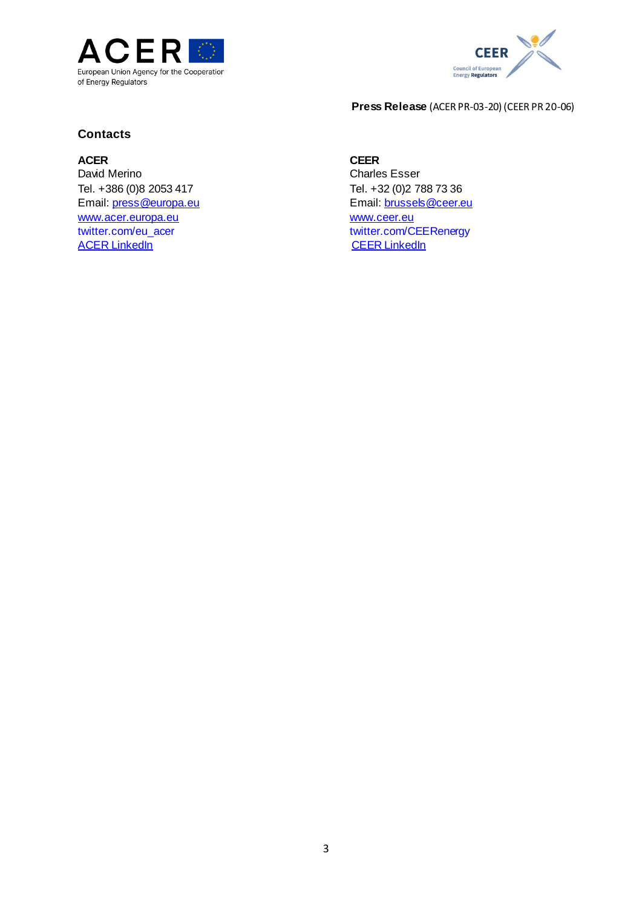**Press Release** (ACER PR-03-20) (CEER PR 20-06)

## Contacts

**ACER**
David Merino
Tel. +386 (0)8 2053 417
Email: press@europa.eu
www.acer.europa.eu
twitter.com/eu_acer
ACER LinkedIn

**CEER**
Charles Esser
Tel. +32 (0)2 788 73 36
Email: brussels@ceer.eu
www.ceer.eu
twitter.com/CEERenergy
CEER LinkedIn